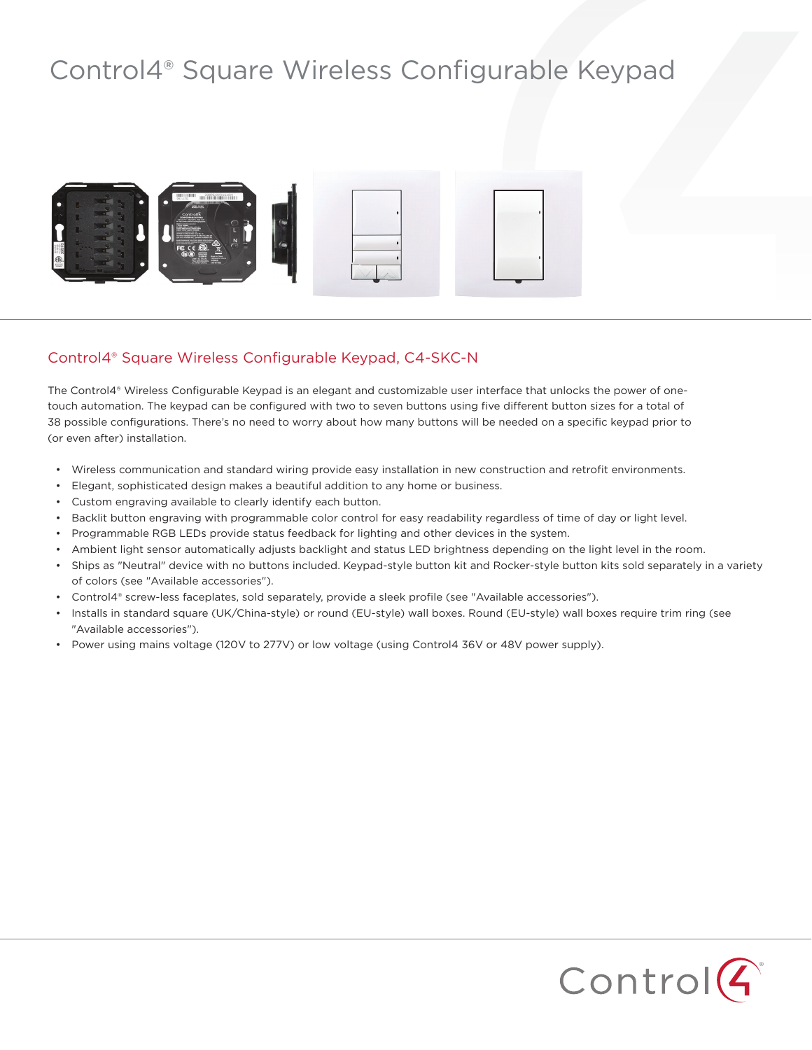# Control4® Square Wireless Configurable Keypad

## Control4® Square Wireless Configurable Keypad, C4-SKC-N

The Control4® Wireless Configurable Keypad is an elegant and customizable user interface that unlocks the power of one-touch automation. The keypad can be configured with two to seven buttons using five different button sizes for a total of 38 possible configurations. There's no need to worry about how many buttons will be needed on a specific keypad prior to (or even after) installation.

- Wireless communication and standard wiring provide easy installation in new construction and retrofit environments.
- Elegant, sophisticated design makes a beautiful addition to any home or business.
- Custom engraving available to clearly identify each button.
- Backlit button engraving with programmable color control for easy readability regardless of time of day or light level.
- Programmable RGB LEDs provide status feedback for lighting and other devices in the system.
- Ambient light sensor automatically adjusts backlight and status LED brightness depending on the light level in the room.
- Ships as "Neutral" device with no buttons included. Keypad-style button kit and Rocker-style button kits sold separately in a variety of colors (see "Available accessories").
- Control4® screw-less faceplates, sold separately, provide a sleek profile (see "Available accessories").
- Installs in standard square (UK/China-style) or round (EU-style) wall boxes. Round (EU-style) wall boxes require trim ring (see "Available accessories").
- Power using mains voltage (120V to 277V) or low voltage (using Control4 36V or 48V power supply).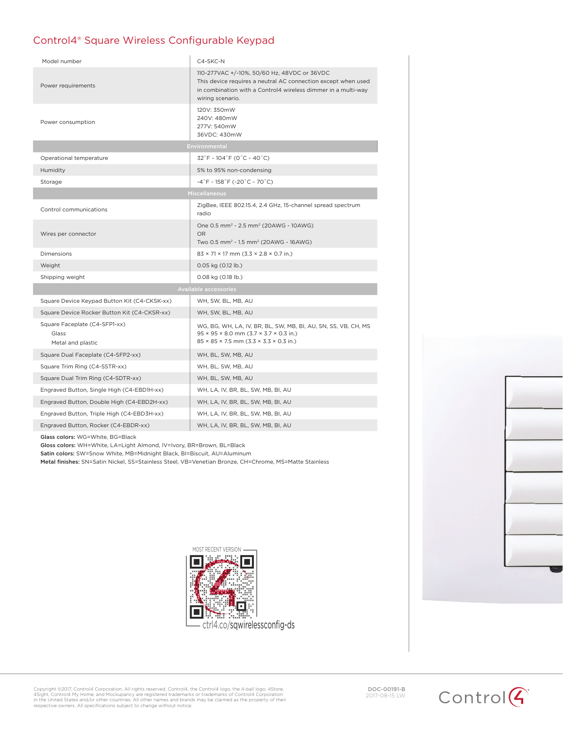# Control4® Square Wireless Configurable Keypad

| | |
|---|---|
| Model number | C4-SKC-N |
| Power requirements | 110-277VAC +/-10%, 50/60 Hz, 48VDC or 36VDC<br>This device requires a neutral AC connection except when used in combination with a Control4 wireless dimmer in a multi-way wiring scenario. |
| Power consumption | 120V: 350mW<br>240V: 480mW<br>277V: 540mW<br>36VDC: 430mW |
| **Environmental** | |
| Operational temperature | 32˚F - 104˚F (0˚C - 40˚C) |
| Humidity | 5% to 95% non-condensing |
| Storage | -4˚F - 158˚F (-20˚C - 70˚C) |
| **Miscellaneous** | |
| Control communications | ZigBee, IEEE 802.15.4, 2.4 GHz, 15-channel spread spectrum radio |
| Wires per connector | One 0.5 mm² - 2.5 mm² (20AWG - 10AWG)<br>OR<br>Two 0.5 mm² - 1.5 mm² (20AWG - 16AWG) |
| Dimensions | 83 × 71 × 17 mm (3.3 × 2.8 × 0.7 in.) |
| Weight | 0.05 kg (0.12 lb.) |
| Shipping weight | 0.08 kg (0.18 lb.) |
| **Available accessories** | |
| Square Device Keypad Button Kit (C4-CKSK-xx) | WH, SW, BL, MB, AU |
| Square Device Rocker Button Kit (C4-CKSR-xx) | WH, SW, BL, MB, AU |
| Square Faceplate (C4-SFP1-xx)<br>Glass<br>Metal and plastic | WG, BG, WH, LA, IV, BR, BL, SW, MB, BI, AU, SN, SS, VB, CH, MS<br>95 × 95 × 8.0 mm (3.7 × 3.7 × 0.3 in.)<br>85 × 85 × 7.5 mm (3.3 × 3.3 × 0.3 in.) |
| Square Dual Faceplate (C4-SFP2-xx) | WH, BL, SW, MB, AU |
| Square Trim Ring (C4-SSTR-xx) | WH, BL, SW, MB, AU |
| Square Dual Trim Ring (C4-SDTR-xx) | WH, BL, SW, MB, AU |
| Engraved Button, Single High (C4-EBD1H-xx) | WH, LA, IV, BR, BL, SW, MB, BI, AU |
| Engraved Button, Double High (C4-EBD2H-xx) | WH, LA, IV, BR, BL, SW, MB, BI, AU |
| Engraved Button, Triple High (C4-EBD3H-xx) | WH, LA, IV, BR, BL, SW, MB, BI, AU |
| Engraved Button, Rocker (C4-EBDR-xx) | WH, LA, IV, BR, BL, SW, MB, BI, AU |

**Glass colors:** WG=White, BG=Black
**Gloss colors:** WH=White, LA=Light Almond, IV=Ivory, BR=Brown, BL=Black
**Satin colors:** SW=Snow White, MB=Midnight Black, BI=Biscuit, AU=Aluminum
**Metal finishes:** SN=Satin Nickel, SS=Stainless Steel, VB=Venetian Bronze, CH=Chrome, MS=Matte Stainless

MOST RECENT VERSION
ctrl4.co/sqwirelessconfig-ds

Copyright ©2017, Control4 Corporation. All rights reserved. Control4, the Control4 logo, the 4-ball logo, 4Store, 4Sight, Control4 My Home, and Mockupancy are registered trademarks or trademarks of Control4 Corporation in the United States and/or other countries. All other names and brands may be claimed as the property of their respective owners. All specifications subject to change without notice.

DOC-00191-B
2017-08-15 LW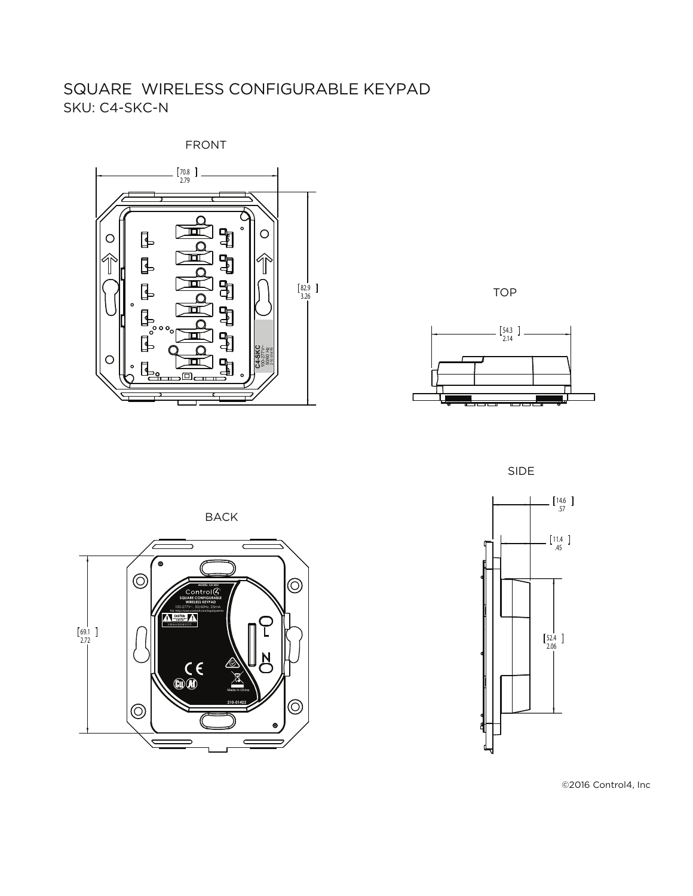# SQUARE WIRELESS CONFIGURABLE KEYPAD

SKU: C4-SKC-N

FRONT

[70.8]
2.79

[82.9]
3.26

C4-SKC
100-277V~
50/60 Hz
210-01476

TOP

[54.3]
2.14

BACK

[69.1]
2.72

MODEL: C4-SKC
Control4
SQUARE CONFIGURABLE
WIRELESS KEYPAD
100-277V~, 50/60Hz, 25mA
Pat. http://www.control4.com/legal/patents
CAUTION
Made in China
210-01422
L
N

SIDE

[14.6]
.57

[11.4]
.45

[52.4]
2.06

©2016 Control4, Inc